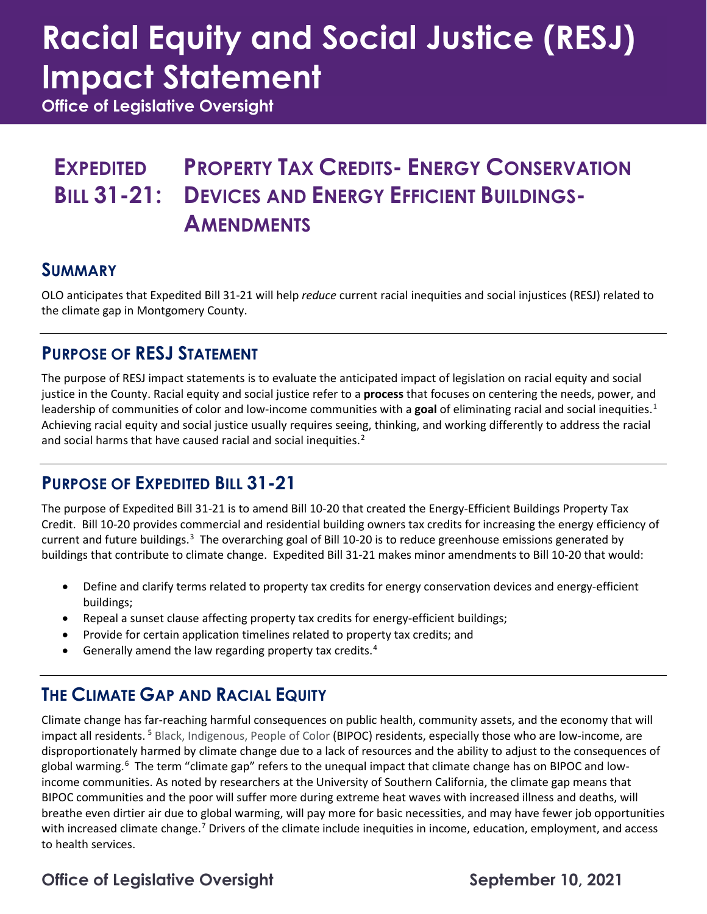# Racial Equity and Social Justice (RESJ) Impact Statement

**Office of Legislative Oversight**

## Expedited Bill 31-21: Property Tax Credits- Energy Conservation Devices and Energy Efficient Buildings- Amendments

## Summary

OLO anticipates that Expedited Bill 31-21 will help *reduce* current racial inequities and social injustices (RESJ) related to the climate gap in Montgomery County.

## Purpose of RESJ Statement

The purpose of RESJ impact statements is to evaluate the anticipated impact of legislation on racial equity and social justice in the County. Racial equity and social justice refer to a **process** that focuses on centering the needs, power, and leadership of communities of color and low-income communities with a **goal** of eliminating racial and social inequities.[1] Achieving racial equity and social justice usually requires seeing, thinking, and working differently to address the racial and social harms that have caused racial and social inequities.[2]

## Purpose of Expedited Bill 31-21

The purpose of Expedited Bill 31-21 is to amend Bill 10-20 that created the Energy-Efficient Buildings Property Tax Credit. Bill 10-20 provides commercial and residential building owners tax credits for increasing the energy efficiency of current and future buildings.[3] The overarching goal of Bill 10-20 is to reduce greenhouse emissions generated by buildings that contribute to climate change. Expedited Bill 31-21 makes minor amendments to Bill 10-20 that would:

- Define and clarify terms related to property tax credits for energy conservation devices and energy-efficient buildings;
- Repeal a sunset clause affecting property tax credits for energy-efficient buildings;
- Provide for certain application timelines related to property tax credits; and
- Generally amend the law regarding property tax credits.[4]

## The Climate Gap and Racial Equity

Climate change has far-reaching harmful consequences on public health, community assets, and the economy that will impact all residents.[5] Black, Indigenous, People of Color (BIPOC) residents, especially those who are low-income, are disproportionately harmed by climate change due to a lack of resources and the ability to adjust to the consequences of global warming.[6] The term "climate gap" refers to the unequal impact that climate change has on BIPOC and low-income communities. As noted by researchers at the University of Southern California, the climate gap means that BIPOC communities and the poor will suffer more during extreme heat waves with increased illness and deaths, will breathe even dirtier air due to global warming, will pay more for basic necessities, and may have fewer job opportunities with increased climate change.[7] Drivers of the climate include inequities in income, education, employment, and access to health services.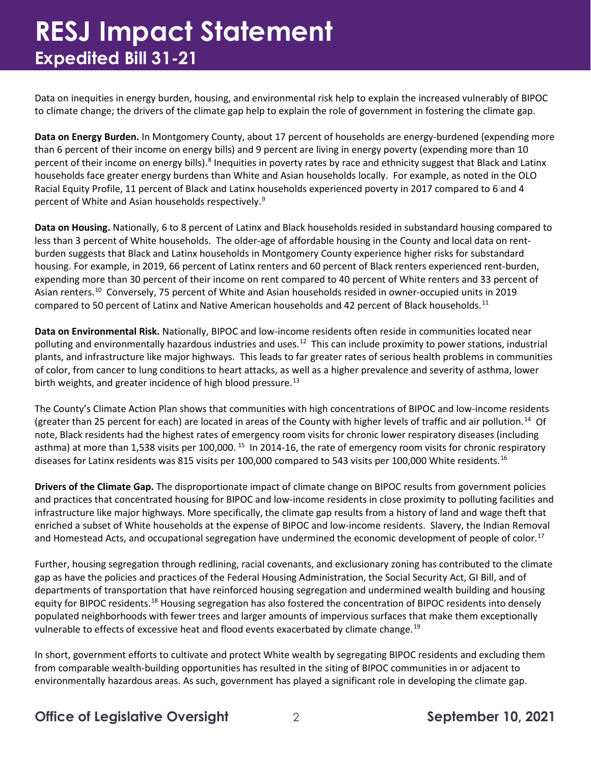Data on inequities in energy burden, housing, and environmental risk help to explain the increased vulnerably of BIPOC to climate change; the drivers of the climate gap help to explain the role of government in fostering the climate gap.

**Data on Energy Burden.** In Montgomery County, about 17 percent of households are energy-burdened (expending more than 6 percent of their income on energy bills) and 9 percent are living in energy poverty (expending more than 10 percent of their income on energy bills).[8] Inequities in poverty rates by race and ethnicity suggest that Black and Latinx households face greater energy burdens than White and Asian households locally. For example, as noted in the OLO Racial Equity Profile, 11 percent of Black and Latinx households experienced poverty in 2017 compared to 6 and 4 percent of White and Asian households respectively.[9]

**Data on Housing.** Nationally, 6 to 8 percent of Latinx and Black households resided in substandard housing compared to less than 3 percent of White households. The older-age of affordable housing in the County and local data on rent-burden suggests that Black and Latinx households in Montgomery County experience higher risks for substandard housing. For example, in 2019, 66 percent of Latinx renters and 60 percent of Black renters experienced rent-burden, expending more than 30 percent of their income on rent compared to 40 percent of White renters and 33 percent of Asian renters.[10] Conversely, 75 percent of White and Asian households resided in owner-occupied units in 2019 compared to 50 percent of Latinx and Native American households and 42 percent of Black households.[11]

**Data on Environmental Risk.** Nationally, BIPOC and low-income residents often reside in communities located near polluting and environmentally hazardous industries and uses.[12] This can include proximity to power stations, industrial plants, and infrastructure like major highways. This leads to far greater rates of serious health problems in communities of color, from cancer to lung conditions to heart attacks, as well as a higher prevalence and severity of asthma, lower birth weights, and greater incidence of high blood pressure.[13]

The County's Climate Action Plan shows that communities with high concentrations of BIPOC and low-income residents (greater than 25 percent for each) are located in areas of the County with higher levels of traffic and air pollution.[14] Of note, Black residents had the highest rates of emergency room visits for chronic lower respiratory diseases (including asthma) at more than 1,538 visits per 100,000.[15] In 2014-16, the rate of emergency room visits for chronic respiratory diseases for Latinx residents was 815 visits per 100,000 compared to 543 visits per 100,000 White residents.[16]

**Drivers of the Climate Gap.** The disproportionate impact of climate change on BIPOC results from government policies and practices that concentrated housing for BIPOC and low-income residents in close proximity to polluting facilities and infrastructure like major highways. More specifically, the climate gap results from a history of land and wage theft that enriched a subset of White households at the expense of BIPOC and low-income residents. Slavery, the Indian Removal and Homestead Acts, and occupational segregation have undermined the economic development of people of color.[17]

Further, housing segregation through redlining, racial covenants, and exclusionary zoning has contributed to the climate gap as have the policies and practices of the Federal Housing Administration, the Social Security Act, GI Bill, and of departments of transportation that have reinforced housing segregation and undermined wealth building and housing equity for BIPOC residents.[18] Housing segregation has also fostered the concentration of BIPOC residents into densely populated neighborhoods with fewer trees and larger amounts of impervious surfaces that make them exceptionally vulnerable to effects of excessive heat and flood events exacerbated by climate change.[19]

In short, government efforts to cultivate and protect White wealth by segregating BIPOC residents and excluding them from comparable wealth-building opportunities has resulted in the siting of BIPOC communities in or adjacent to environmentally hazardous areas. As such, government has played a significant role in developing the climate gap.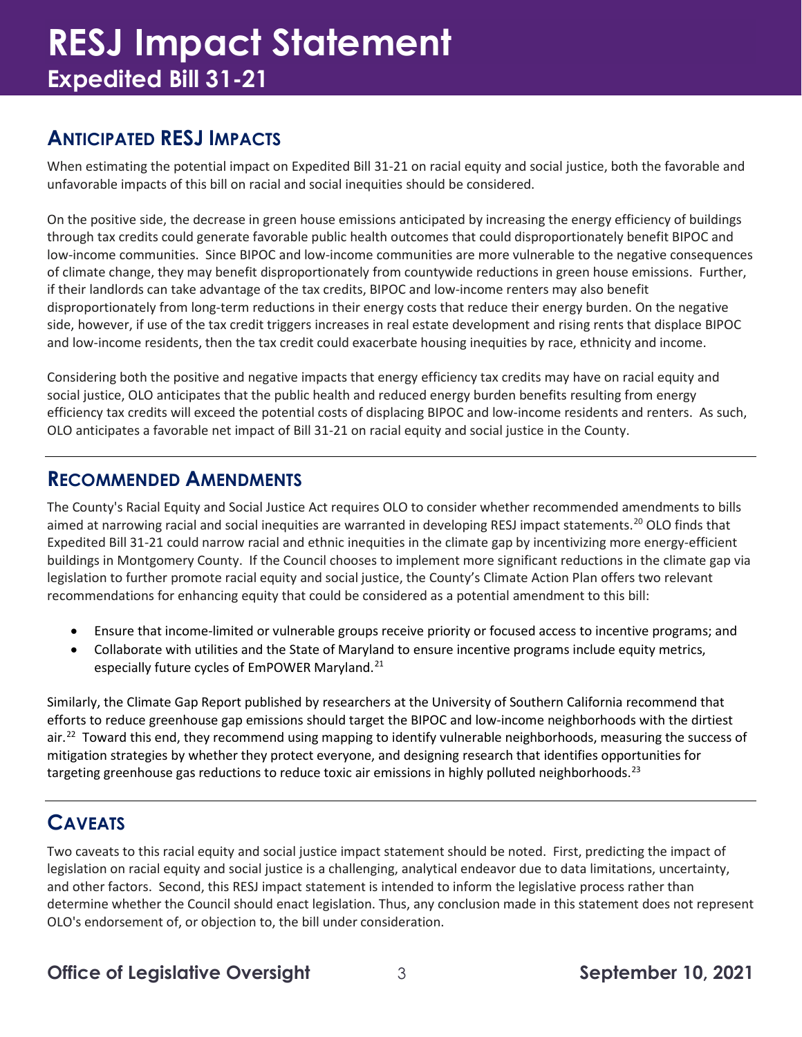## ANTICIPATED RESJ IMPACTS

When estimating the potential impact on Expedited Bill 31-21 on racial equity and social justice, both the favorable and unfavorable impacts of this bill on racial and social inequities should be considered.

On the positive side, the decrease in green house emissions anticipated by increasing the energy efficiency of buildings through tax credits could generate favorable public health outcomes that could disproportionately benefit BIPOC and low-income communities. Since BIPOC and low-income communities are more vulnerable to the negative consequences of climate change, they may benefit disproportionately from countywide reductions in green house emissions. Further, if their landlords can take advantage of the tax credits, BIPOC and low-income renters may also benefit disproportionately from long-term reductions in their energy costs that reduce their energy burden. On the negative side, however, if use of the tax credit triggers increases in real estate development and rising rents that displace BIPOC and low-income residents, then the tax credit could exacerbate housing inequities by race, ethnicity and income.

Considering both the positive and negative impacts that energy efficiency tax credits may have on racial equity and social justice, OLO anticipates that the public health and reduced energy burden benefits resulting from energy efficiency tax credits will exceed the potential costs of displacing BIPOC and low-income residents and renters. As such, OLO anticipates a favorable net impact of Bill 31-21 on racial equity and social justice in the County.

## RECOMMENDED AMENDMENTS

The County's Racial Equity and Social Justice Act requires OLO to consider whether recommended amendments to bills aimed at narrowing racial and social inequities are warranted in developing RESJ impact statements.[20] OLO finds that Expedited Bill 31-21 could narrow racial and ethnic inequities in the climate gap by incentivizing more energy-efficient buildings in Montgomery County. If the Council chooses to implement more significant reductions in the climate gap via legislation to further promote racial equity and social justice, the County's Climate Action Plan offers two relevant recommendations for enhancing equity that could be considered as a potential amendment to this bill:

- Ensure that income-limited or vulnerable groups receive priority or focused access to incentive programs; and
- Collaborate with utilities and the State of Maryland to ensure incentive programs include equity metrics, especially future cycles of EmPOWER Maryland.[21]

Similarly, the Climate Gap Report published by researchers at the University of Southern California recommend that efforts to reduce greenhouse gap emissions should target the BIPOC and low-income neighborhoods with the dirtiest air.[22] Toward this end, they recommend using mapping to identify vulnerable neighborhoods, measuring the success of mitigation strategies by whether they protect everyone, and designing research that identifies opportunities for targeting greenhouse gas reductions to reduce toxic air emissions in highly polluted neighborhoods.[23]

## CAVEATS

Two caveats to this racial equity and social justice impact statement should be noted. First, predicting the impact of legislation on racial equity and social justice is a challenging, analytical endeavor due to data limitations, uncertainty, and other factors. Second, this RESJ impact statement is intended to inform the legislative process rather than determine whether the Council should enact legislation. Thus, any conclusion made in this statement does not represent OLO's endorsement of, or objection to, the bill under consideration.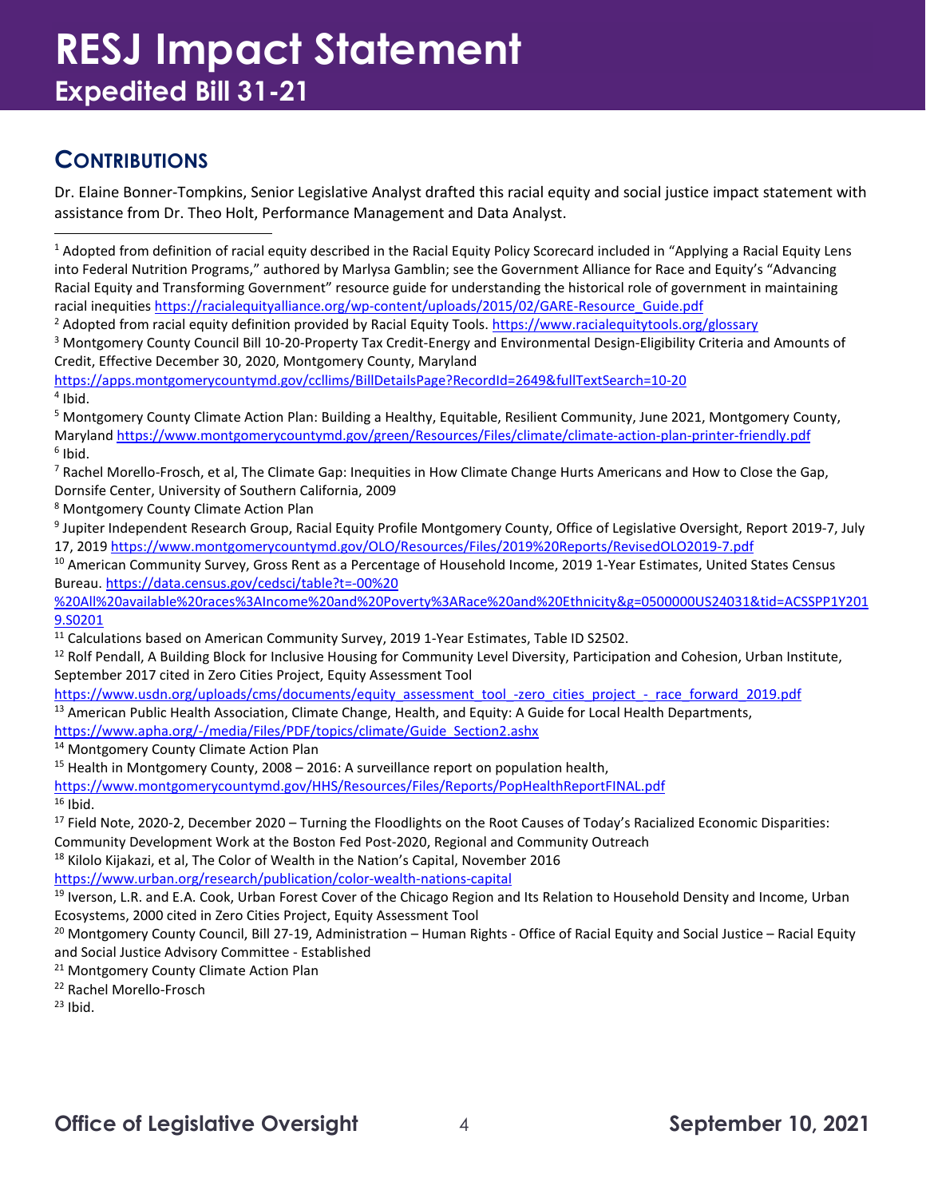## CONTRIBUTIONS

Dr. Elaine Bonner-Tompkins, Senior Legislative Analyst drafted this racial equity and social justice impact statement with assistance from Dr. Theo Holt, Performance Management and Data Analyst.

---

[1] Adopted from definition of racial equity described in the Racial Equity Policy Scorecard included in "Applying a Racial Equity Lens into Federal Nutrition Programs," authored by Marlysa Gamblin; see the Government Alliance for Race and Equity's "Advancing Racial Equity and Transforming Government" resource guide for understanding the historical role of government in maintaining racial inequities https://racialequityalliance.org/wp-content/uploads/2015/02/GARE-Resource_Guide.pdf

[2] Adopted from racial equity definition provided by Racial Equity Tools. https://www.racialequitytools.org/glossary

[3] Montgomery County Council Bill 10-20-Property Tax Credit-Energy and Environmental Design-Eligibility Criteria and Amounts of Credit, Effective December 30, 2020, Montgomery County, Maryland https://apps.montgomerycountymd.gov/ccllims/BillDetailsPage?RecordId=2649&fullTextSearch=10-20

[4] Ibid.

[5] Montgomery County Climate Action Plan: Building a Healthy, Equitable, Resilient Community, June 2021, Montgomery County, Maryland https://www.montgomerycountymd.gov/green/Resources/Files/climate/climate-action-plan-printer-friendly.pdf

[6] Ibid.

[7] Rachel Morello-Frosch, et al, The Climate Gap: Inequities in How Climate Change Hurts Americans and How to Close the Gap, Dornsife Center, University of Southern California, 2009

[8] Montgomery County Climate Action Plan

[9] Jupiter Independent Research Group, Racial Equity Profile Montgomery County, Office of Legislative Oversight, Report 2019-7, July 17, 2019 https://www.montgomerycountymd.gov/OLO/Resources/Files/2019%20Reports/RevisedOLO2019-7.pdf

[10] American Community Survey, Gross Rent as a Percentage of Household Income, 2019 1-Year Estimates, United States Census Bureau. https://data.census.gov/cedsci/table?t=-00%20%20All%20available%20races%3AIncome%20and%20Poverty%3ARace%20and%20Ethnicity&g=0500000US24031&tid=ACSSPP1Y2019.S0201

[11] Calculations based on American Community Survey, 2019 1-Year Estimates, Table ID S2502.

[12] Rolf Pendall, A Building Block for Inclusive Housing for Community Level Diversity, Participation and Cohesion, Urban Institute, September 2017 cited in Zero Cities Project, Equity Assessment Tool https://www.usdn.org/uploads/cms/documents/equity_assessment_tool_-zero_cities_project_-_race_forward_2019.pdf

[13] American Public Health Association, Climate Change, Health, and Equity: A Guide for Local Health Departments, https://www.apha.org/-/media/Files/PDF/topics/climate/Guide_Section2.ashx

[14] Montgomery County Climate Action Plan

[15] Health in Montgomery County, 2008 – 2016: A surveillance report on population health, https://www.montgomerycountymd.gov/HHS/Resources/Files/Reports/PopHealthReportFINAL.pdf

[16] Ibid.

[17] Field Note, 2020-2, December 2020 – Turning the Floodlights on the Root Causes of Today's Racialized Economic Disparities: Community Development Work at the Boston Fed Post-2020, Regional and Community Outreach

[18] Kilolo Kijakazi, et al, The Color of Wealth in the Nation's Capital, November 2016 https://www.urban.org/research/publication/color-wealth-nations-capital

[19] Iverson, L.R. and E.A. Cook, Urban Forest Cover of the Chicago Region and Its Relation to Household Density and Income, Urban Ecosystems, 2000 cited in Zero Cities Project, Equity Assessment Tool

[20] Montgomery County Council, Bill 27-19, Administration – Human Rights - Office of Racial Equity and Social Justice – Racial Equity and Social Justice Advisory Committee - Established

[21] Montgomery County Climate Action Plan

[22] Rachel Morello-Frosch

[23] Ibid.